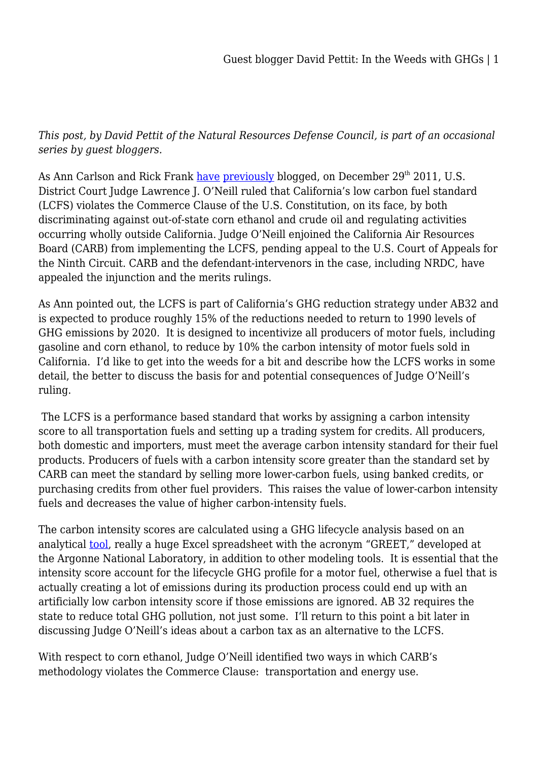*This post, by David Pettit of the Natural Resources Defense Council, is part of an occasional series by guest bloggers.*

As Ann Carlson and Rick Frank [have](#) [previously](#) blogged, on December 29th 2011, U.S. District Court Judge Lawrence J. O'Neill ruled that California's low carbon fuel standard (LCFS) violates the Commerce Clause of the U.S. Constitution, on its face, by both discriminating against out-of-state corn ethanol and crude oil and regulating activities occurring wholly outside California. Judge O'Neill enjoined the California Air Resources Board (CARB) from implementing the LCFS, pending appeal to the U.S. Court of Appeals for the Ninth Circuit. CARB and the defendant-intervenors in the case, including NRDC, have appealed the injunction and the merits rulings.

As Ann pointed out, the LCFS is part of California's GHG reduction strategy under AB32 and is expected to produce roughly 15% of the reductions needed to return to 1990 levels of GHG emissions by 2020. It is designed to incentivize all producers of motor fuels, including gasoline and corn ethanol, to reduce by 10% the carbon intensity of motor fuels sold in California. I'd like to get into the weeds for a bit and describe how the LCFS works in some detail, the better to discuss the basis for and potential consequences of Judge O'Neill's ruling.

The LCFS is a performance based standard that works by assigning a carbon intensity score to all transportation fuels and setting up a trading system for credits. All producers, both domestic and importers, must meet the average carbon intensity standard for their fuel products. Producers of fuels with a carbon intensity score greater than the standard set by CARB can meet the standard by selling more lower-carbon fuels, using banked credits, or purchasing credits from other fuel providers. This raises the value of lower-carbon intensity fuels and decreases the value of higher carbon-intensity fuels.

The carbon intensity scores are calculated using a GHG lifecycle analysis based on an analytical [tool](#), really a huge Excel spreadsheet with the acronym "GREET," developed at the Argonne National Laboratory, in addition to other modeling tools. It is essential that the intensity score account for the lifecycle GHG profile for a motor fuel, otherwise a fuel that is actually creating a lot of emissions during its production process could end up with an artificially low carbon intensity score if those emissions are ignored. AB 32 requires the state to reduce total GHG pollution, not just some. I'll return to this point a bit later in discussing Judge O'Neill's ideas about a carbon tax as an alternative to the LCFS.

With respect to corn ethanol, Judge O'Neill identified two ways in which CARB's methodology violates the Commerce Clause: transportation and energy use.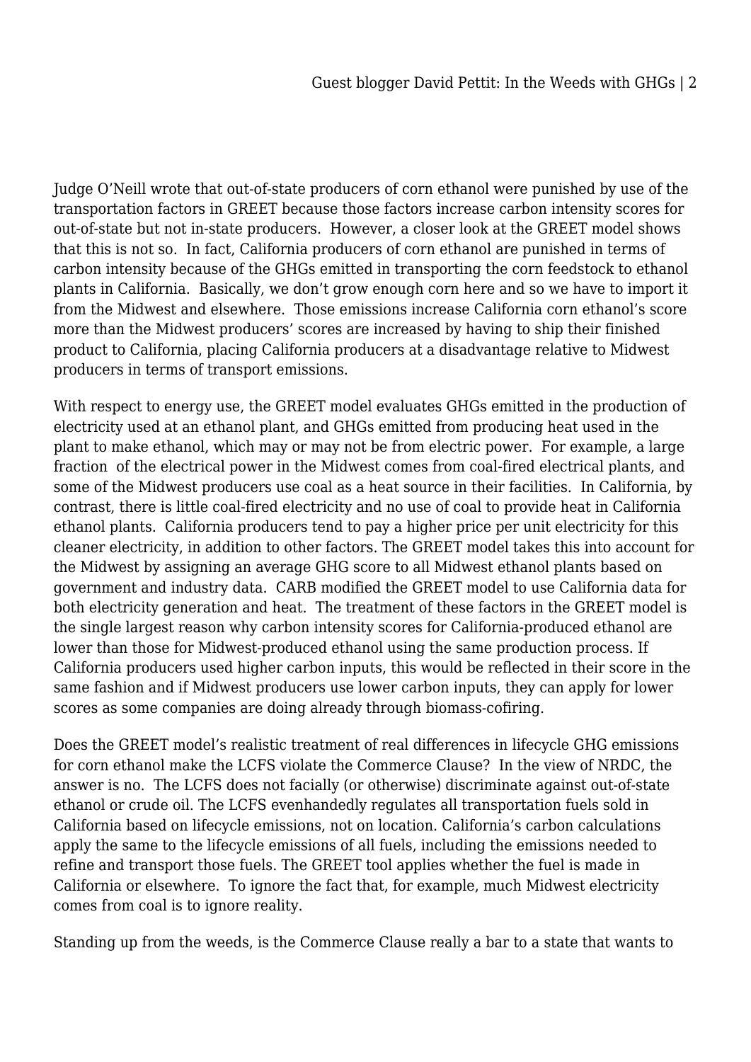Judge O'Neill wrote that out-of-state producers of corn ethanol were punished by use of the transportation factors in GREET because those factors increase carbon intensity scores for out-of-state but not in-state producers. However, a closer look at the GREET model shows that this is not so. In fact, California producers of corn ethanol are punished in terms of carbon intensity because of the GHGs emitted in transporting the corn feedstock to ethanol plants in California. Basically, we don't grow enough corn here and so we have to import it from the Midwest and elsewhere. Those emissions increase California corn ethanol's score more than the Midwest producers' scores are increased by having to ship their finished product to California, placing California producers at a disadvantage relative to Midwest producers in terms of transport emissions.

With respect to energy use, the GREET model evaluates GHGs emitted in the production of electricity used at an ethanol plant, and GHGs emitted from producing heat used in the plant to make ethanol, which may or may not be from electric power. For example, a large fraction of the electrical power in the Midwest comes from coal-fired electrical plants, and some of the Midwest producers use coal as a heat source in their facilities. In California, by contrast, there is little coal-fired electricity and no use of coal to provide heat in California ethanol plants. California producers tend to pay a higher price per unit electricity for this cleaner electricity, in addition to other factors. The GREET model takes this into account for the Midwest by assigning an average GHG score to all Midwest ethanol plants based on government and industry data. CARB modified the GREET model to use California data for both electricity generation and heat. The treatment of these factors in the GREET model is the single largest reason why carbon intensity scores for California-produced ethanol are lower than those for Midwest-produced ethanol using the same production process. If California producers used higher carbon inputs, this would be reflected in their score in the same fashion and if Midwest producers use lower carbon inputs, they can apply for lower scores as some companies are doing already through biomass-cofiring.

Does the GREET model's realistic treatment of real differences in lifecycle GHG emissions for corn ethanol make the LCFS violate the Commerce Clause? In the view of NRDC, the answer is no. The LCFS does not facially (or otherwise) discriminate against out-of-state ethanol or crude oil. The LCFS evenhandedly regulates all transportation fuels sold in California based on lifecycle emissions, not on location. California's carbon calculations apply the same to the lifecycle emissions of all fuels, including the emissions needed to refine and transport those fuels. The GREET tool applies whether the fuel is made in California or elsewhere. To ignore the fact that, for example, much Midwest electricity comes from coal is to ignore reality.

Standing up from the weeds, is the Commerce Clause really a bar to a state that wants to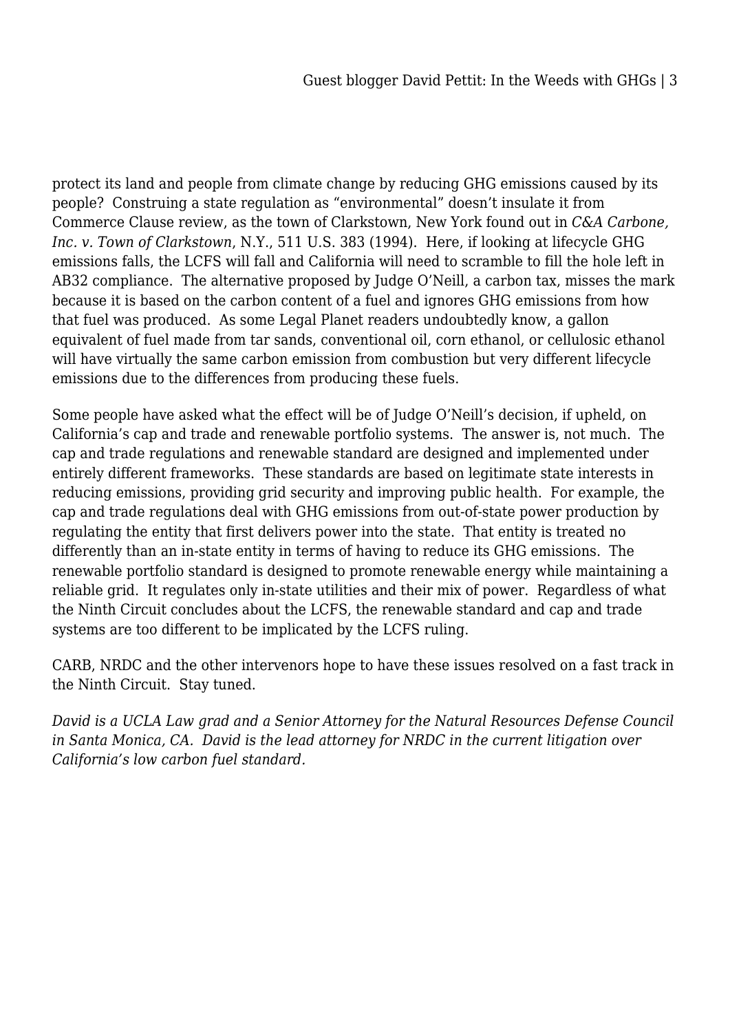protect its land and people from climate change by reducing GHG emissions caused by its people? Construing a state regulation as "environmental" doesn't insulate it from Commerce Clause review, as the town of Clarkstown, New York found out in *C&A Carbone, Inc. v. Town of Clarkstown*, N.Y., 511 U.S. 383 (1994). Here, if looking at lifecycle GHG emissions falls, the LCFS will fall and California will need to scramble to fill the hole left in AB32 compliance. The alternative proposed by Judge O'Neill, a carbon tax, misses the mark because it is based on the carbon content of a fuel and ignores GHG emissions from how that fuel was produced. As some Legal Planet readers undoubtedly know, a gallon equivalent of fuel made from tar sands, conventional oil, corn ethanol, or cellulosic ethanol will have virtually the same carbon emission from combustion but very different lifecycle emissions due to the differences from producing these fuels.

Some people have asked what the effect will be of Judge O'Neill's decision, if upheld, on California's cap and trade and renewable portfolio systems. The answer is, not much. The cap and trade regulations and renewable standard are designed and implemented under entirely different frameworks. These standards are based on legitimate state interests in reducing emissions, providing grid security and improving public health. For example, the cap and trade regulations deal with GHG emissions from out-of-state power production by regulating the entity that first delivers power into the state. That entity is treated no differently than an in-state entity in terms of having to reduce its GHG emissions. The renewable portfolio standard is designed to promote renewable energy while maintaining a reliable grid. It regulates only in-state utilities and their mix of power. Regardless of what the Ninth Circuit concludes about the LCFS, the renewable standard and cap and trade systems are too different to be implicated by the LCFS ruling.

CARB, NRDC and the other intervenors hope to have these issues resolved on a fast track in the Ninth Circuit. Stay tuned.

*David is a UCLA Law grad and a Senior Attorney for the Natural Resources Defense Council in Santa Monica, CA. David is the lead attorney for NRDC in the current litigation over California's low carbon fuel standard.*